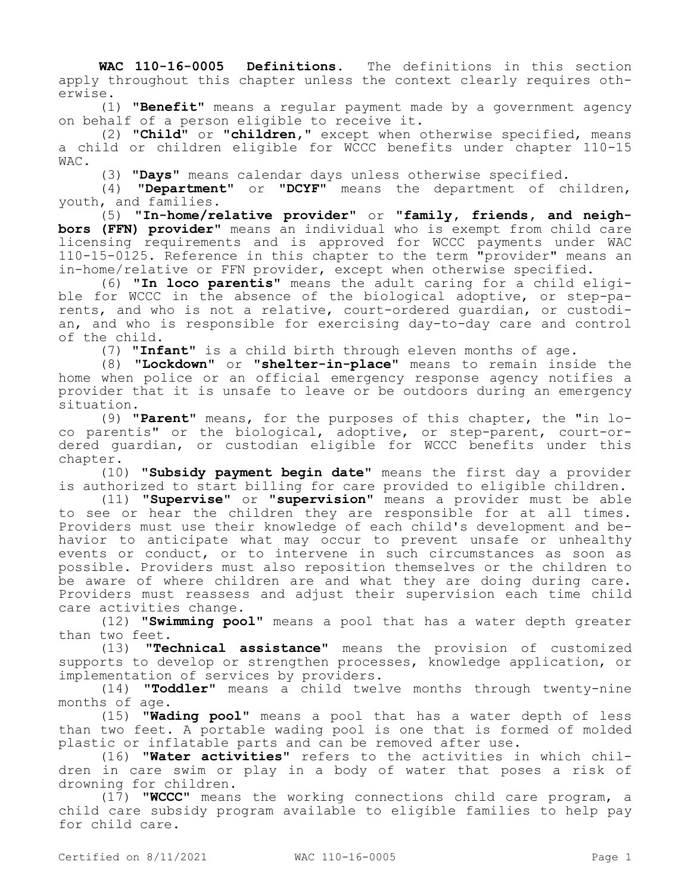**WAC 110-16-0005 Definitions.** The definitions in this section apply throughout this chapter unless the context clearly requires otherwise.

(1) "**Benefit**" means a regular payment made by a government agency on behalf of a person eligible to receive it.

(2) "**Child**" or "**children**," except when otherwise specified, means a child or children eligible for WCCC benefits under chapter 110-15 WAC.

(3) "**Days**" means calendar days unless otherwise specified.

(4) "**Department**" or "**DCYF**" means the department of children, youth, and families.

(5) "**In-home/relative provider**" or "**family, friends, and neighbors (FFN) provider**" means an individual who is exempt from child care licensing requirements and is approved for WCCC payments under WAC 110-15-0125. Reference in this chapter to the term "provider" means an in-home/relative or FFN provider, except when otherwise specified.

(6) "**In loco parentis**" means the adult caring for a child eligible for WCCC in the absence of the biological adoptive, or step-parents, and who is not a relative, court-ordered guardian, or custodian, and who is responsible for exercising day-to-day care and control of the child.

(7) "**Infant**" is a child birth through eleven months of age.

(8) "**Lockdown**" or "**shelter-in-place**" means to remain inside the home when police or an official emergency response agency notifies a provider that it is unsafe to leave or be outdoors during an emergency situation.

(9) "**Parent**" means, for the purposes of this chapter, the "in loco parentis" or the biological, adoptive, or step-parent, court-ordered guardian, or custodian eligible for WCCC benefits under this chapter.

(10) "**Subsidy payment begin date**" means the first day a provider is authorized to start billing for care provided to eligible children.

(11) "**Supervise**" or "**supervision**" means a provider must be able to see or hear the children they are responsible for at all times. Providers must use their knowledge of each child's development and behavior to anticipate what may occur to prevent unsafe or unhealthy events or conduct, or to intervene in such circumstances as soon as possible. Providers must also reposition themselves or the children to be aware of where children are and what they are doing during care. Providers must reassess and adjust their supervision each time child care activities change.

(12) "**Swimming pool**" means a pool that has a water depth greater than two feet.

(13) "**Technical assistance**" means the provision of customized supports to develop or strengthen processes, knowledge application, or implementation of services by providers.

(14) "**Toddler**" means a child twelve months through twenty-nine months of age.

(15) "**Wading pool**" means a pool that has a water depth of less than two feet. A portable wading pool is one that is formed of molded plastic or inflatable parts and can be removed after use.

(16) "**Water activities**" refers to the activities in which children in care swim or play in a body of water that poses a risk of drowning for children.

(17) "**WCCC**" means the working connections child care program, a child care subsidy program available to eligible families to help pay for child care.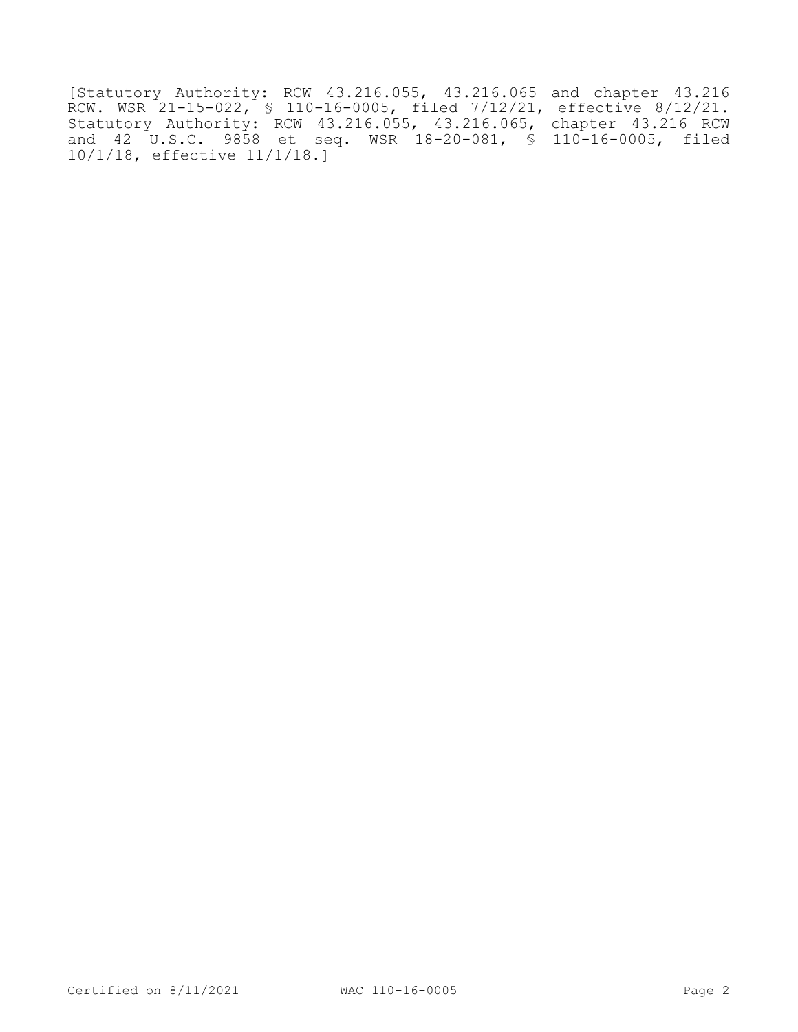[Statutory Authority: RCW 43.216.055, 43.216.065 and chapter 43.216 RCW. WSR 21-15-022, § 110-16-0005, filed 7/12/21, effective 8/12/21. Statutory Authority: RCW 43.216.055, 43.216.065, chapter 43.216 RCW and 42 U.S.C. 9858 et seq. WSR 18-20-081, § 110-16-0005, filed 10/1/18, effective 11/1/18.]